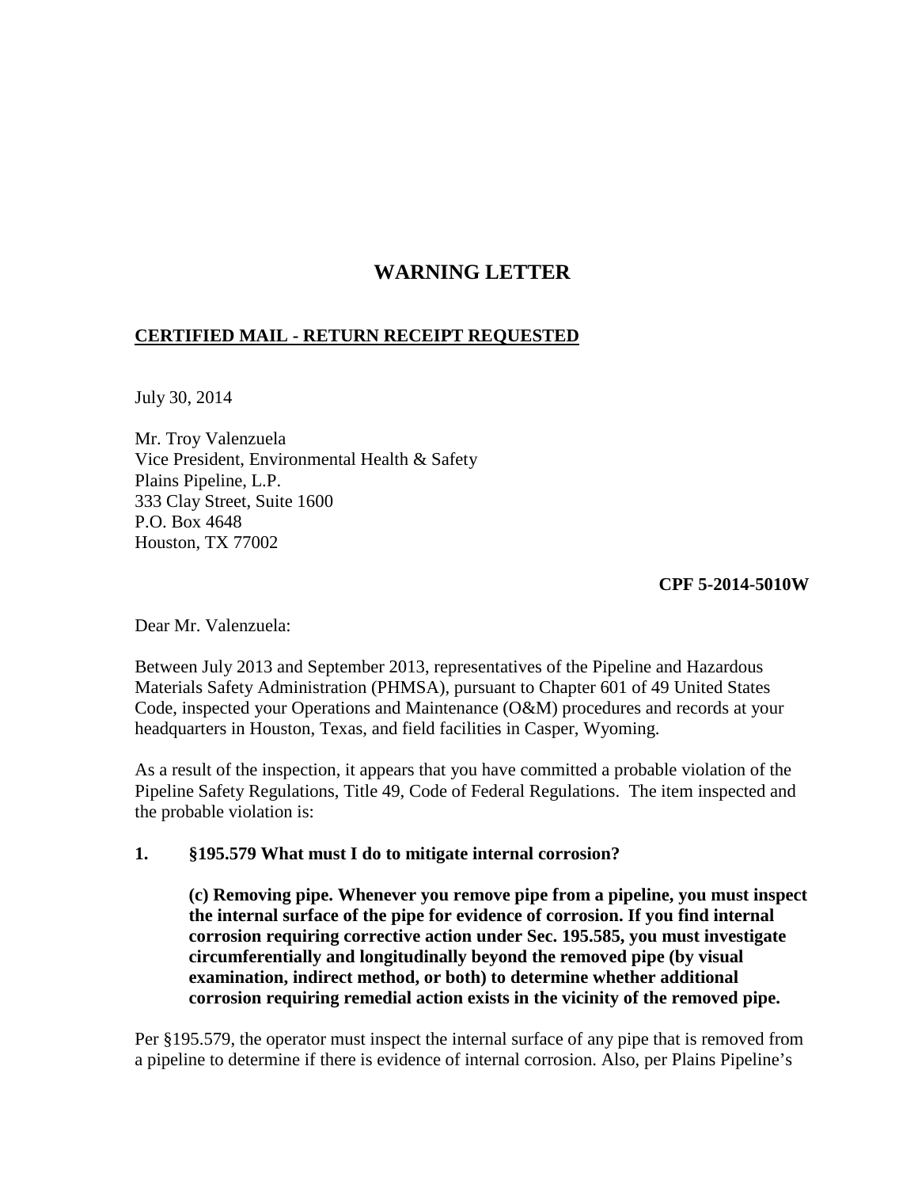# WARNING LETTER

**CERTIFIED MAIL - RETURN RECEIPT REQUESTED**

July 30, 2014

Mr. Troy Valenzuela
Vice President, Environmental Health & Safety
Plains Pipeline, L.P.
333 Clay Street, Suite 1600
P.O. Box 4648
Houston, TX 77002

**CPF 5-2014-5010W**

Dear Mr. Valenzuela:

Between July 2013 and September 2013, representatives of the Pipeline and Hazardous Materials Safety Administration (PHMSA), pursuant to Chapter 601 of 49 United States Code, inspected your Operations and Maintenance (O&M) procedures and records at your headquarters in Houston, Texas, and field facilities in Casper, Wyoming.

As a result of the inspection, it appears that you have committed a probable violation of the Pipeline Safety Regulations, Title 49, Code of Federal Regulations. The item inspected and the probable violation is:

**1. §195.579 What must I do to mitigate internal corrosion?**

> **(c) Removing pipe. Whenever you remove pipe from a pipeline, you must inspect the internal surface of the pipe for evidence of corrosion. If you find internal corrosion requiring corrective action under Sec. 195.585, you must investigate circumferentially and longitudinally beyond the removed pipe (by visual examination, indirect method, or both) to determine whether additional corrosion requiring remedial action exists in the vicinity of the removed pipe.**

Per §195.579, the operator must inspect the internal surface of any pipe that is removed from a pipeline to determine if there is evidence of internal corrosion. Also, per Plains Pipeline's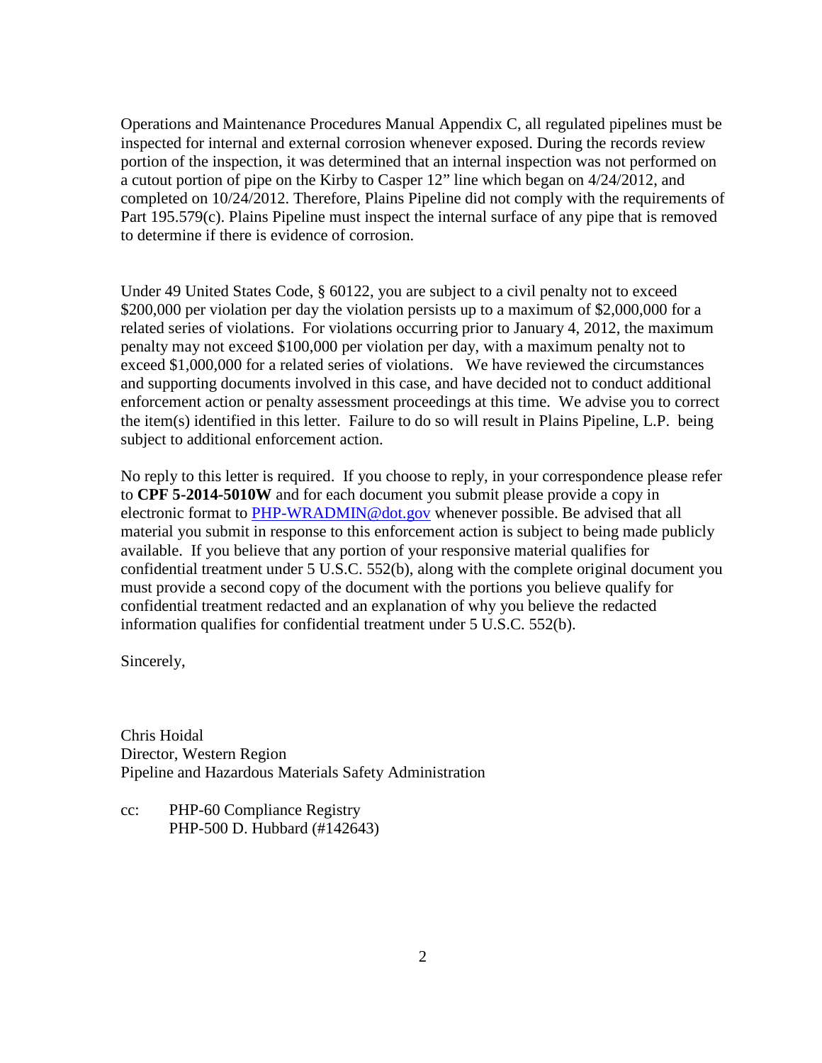Operations and Maintenance Procedures Manual Appendix C, all regulated pipelines must be inspected for internal and external corrosion whenever exposed. During the records review portion of the inspection, it was determined that an internal inspection was not performed on a cutout portion of pipe on the Kirby to Casper 12" line which began on 4/24/2012, and completed on 10/24/2012. Therefore, Plains Pipeline did not comply with the requirements of Part 195.579(c). Plains Pipeline must inspect the internal surface of any pipe that is removed to determine if there is evidence of corrosion.

Under 49 United States Code, § 60122, you are subject to a civil penalty not to exceed $200,000 per violation per day the violation persists up to a maximum of $2,000,000 for a related series of violations. For violations occurring prior to January 4, 2012, the maximum penalty may not exceed $100,000 per violation per day, with a maximum penalty not to exceed $1,000,000 for a related series of violations. We have reviewed the circumstances and supporting documents involved in this case, and have decided not to conduct additional enforcement action or penalty assessment proceedings at this time. We advise you to correct the item(s) identified in this letter. Failure to do so will result in Plains Pipeline, L.P. being subject to additional enforcement action.

No reply to this letter is required. If you choose to reply, in your correspondence please refer to **CPF 5-2014-5010W** and for each document you submit please provide a copy in electronic format to PHP-WRADMIN@dot.gov whenever possible. Be advised that all material you submit in response to this enforcement action is subject to being made publicly available. If you believe that any portion of your responsive material qualifies for confidential treatment under 5 U.S.C. 552(b), along with the complete original document you must provide a second copy of the document with the portions you believe qualify for confidential treatment redacted and an explanation of why you believe the redacted information qualifies for confidential treatment under 5 U.S.C. 552(b).

Sincerely,

Chris Hoidal
Director, Western Region
Pipeline and Hazardous Materials Safety Administration

cc: PHP-60 Compliance Registry
PHP-500 D. Hubbard (#142643)